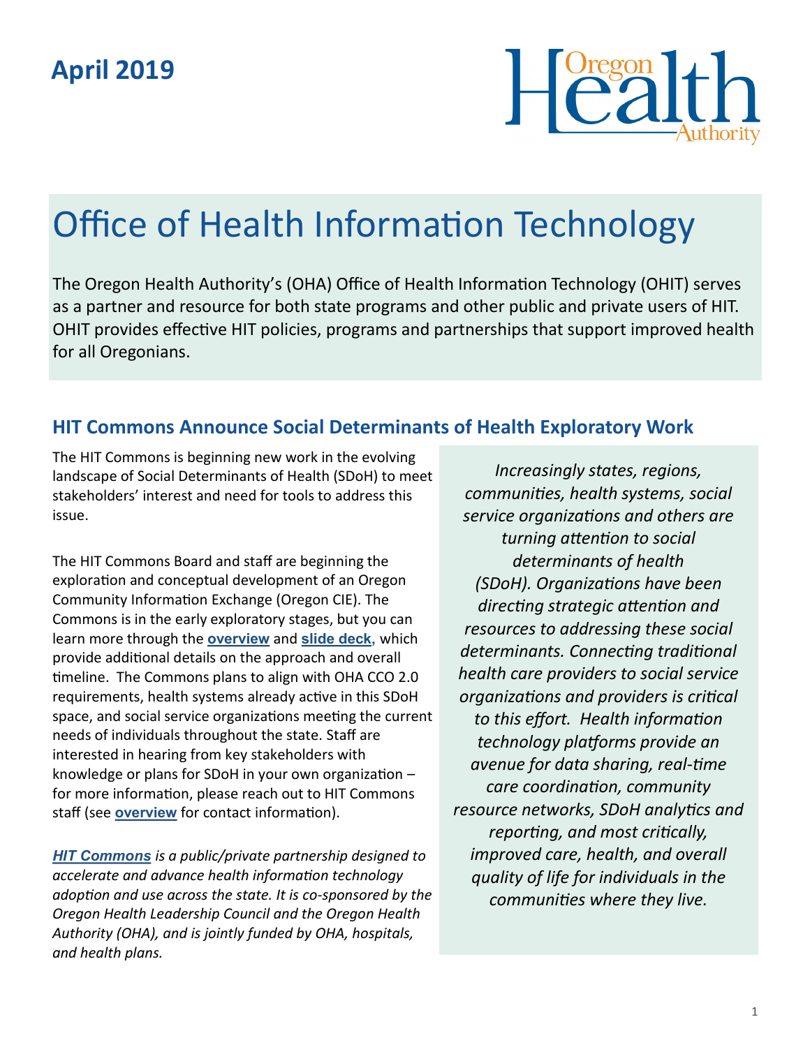**April 2019**

Oregon Health Authority

# Office of Health Information Technology

The Oregon Health Authority's (OHA) Office of Health Information Technology (OHIT) serves as a partner and resource for both state programs and other public and private users of HIT. OHIT provides effective HIT policies, programs and partnerships that support improved health for all Oregonians.

## HIT Commons Announce Social Determinants of Health Exploratory Work

The HIT Commons is beginning new work in the evolving landscape of Social Determinants of Health (SDoH) to meet stakeholders' interest and need for tools to address this issue.

The HIT Commons Board and staff are beginning the exploration and conceptual development of an Oregon Community Information Exchange (Oregon CIE). The Commons is in the early exploratory stages, but you can learn more through the **overview** and **slide deck,** which provide additional details on the approach and overall timeline. The Commons plans to align with OHA CCO 2.0 requirements, health systems already active in this SDoH space, and social service organizations meeting the current needs of individuals throughout the state. Staff are interested in hearing from key stakeholders with knowledge or plans for SDoH in your own organization – for more information, please reach out to HIT Commons staff (see **overview** for contact information).

*__HIT Commons__ is a public/private partnership designed to accelerate and advance health information technology adoption and use across the state. It is co-sponsored by the Oregon Health Leadership Council and the Oregon Health Authority (OHA), and is jointly funded by OHA, hospitals, and health plans.*

*Increasingly states, regions, communities, health systems, social service organizations and others are turning attention to social determinants of health (SDoH). Organizations have been directing strategic attention and resources to addressing these social determinants. Connecting traditional health care providers to social service organizations and providers is critical to this effort. Health information technology platforms provide an avenue for data sharing, real-time care coordination, community resource networks, SDoH analytics and reporting, and most critically, improved care, health, and overall quality of life for individuals in the communities where they live.*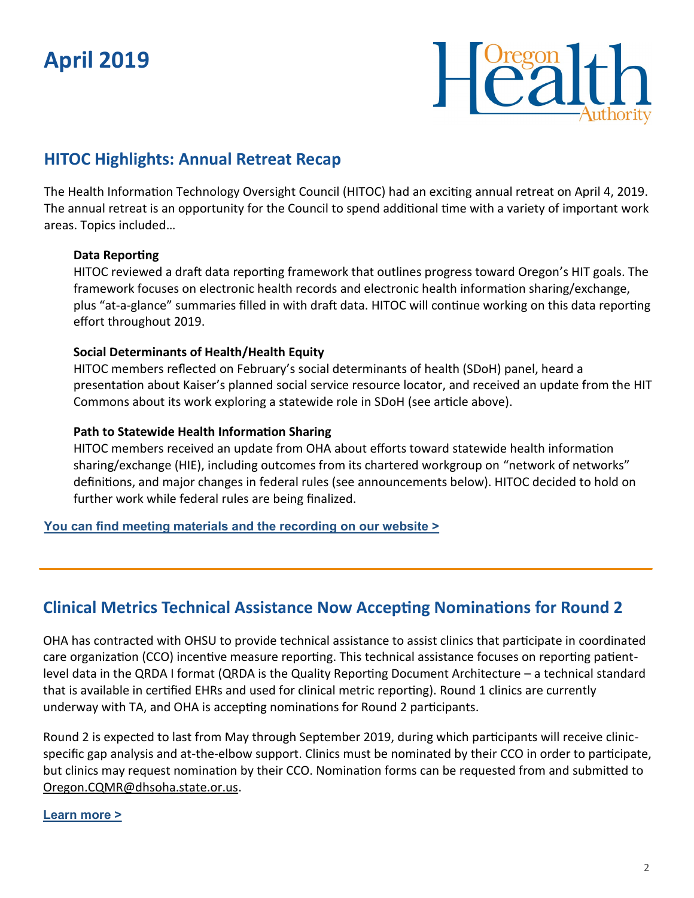# April 2019

## HITOC Highlights: Annual Retreat Recap

The Health Information Technology Oversight Council (HITOC) had an exciting annual retreat on April 4, 2019. The annual retreat is an opportunity for the Council to spend additional time with a variety of important work areas. Topics included…

**Data Reporting**
HITOC reviewed a draft data reporting framework that outlines progress toward Oregon's HIT goals. The framework focuses on electronic health records and electronic health information sharing/exchange, plus "at-a-glance" summaries filled in with draft data. HITOC will continue working on this data reporting effort throughout 2019.

**Social Determinants of Health/Health Equity**
HITOC members reflected on February's social determinants of health (SDoH) panel, heard a presentation about Kaiser's planned social service resource locator, and received an update from the HIT Commons about its work exploring a statewide role in SDoH (see article above).

**Path to Statewide Health Information Sharing**
HITOC members received an update from OHA about efforts toward statewide health information sharing/exchange (HIE), including outcomes from its chartered workgroup on "network of networks" definitions, and major changes in federal rules (see announcements below). HITOC decided to hold on further work while federal rules are being finalized.

**You can find meeting materials and the recording on our website >**

---

## Clinical Metrics Technical Assistance Now Accepting Nominations for Round 2

OHA has contracted with OHSU to provide technical assistance to assist clinics that participate in coordinated care organization (CCO) incentive measure reporting. This technical assistance focuses on reporting patient-level data in the QRDA I format (QRDA is the Quality Reporting Document Architecture – a technical standard that is available in certified EHRs and used for clinical metric reporting). Round 1 clinics are currently underway with TA, and OHA is accepting nominations for Round 2 participants.

Round 2 is expected to last from May through September 2019, during which participants will receive clinic-specific gap analysis and at-the-elbow support. Clinics must be nominated by their CCO in order to participate, but clinics may request nomination by their CCO. Nomination forms can be requested from and submitted to Oregon.CQMR@dhsoha.state.or.us.

**Learn more >**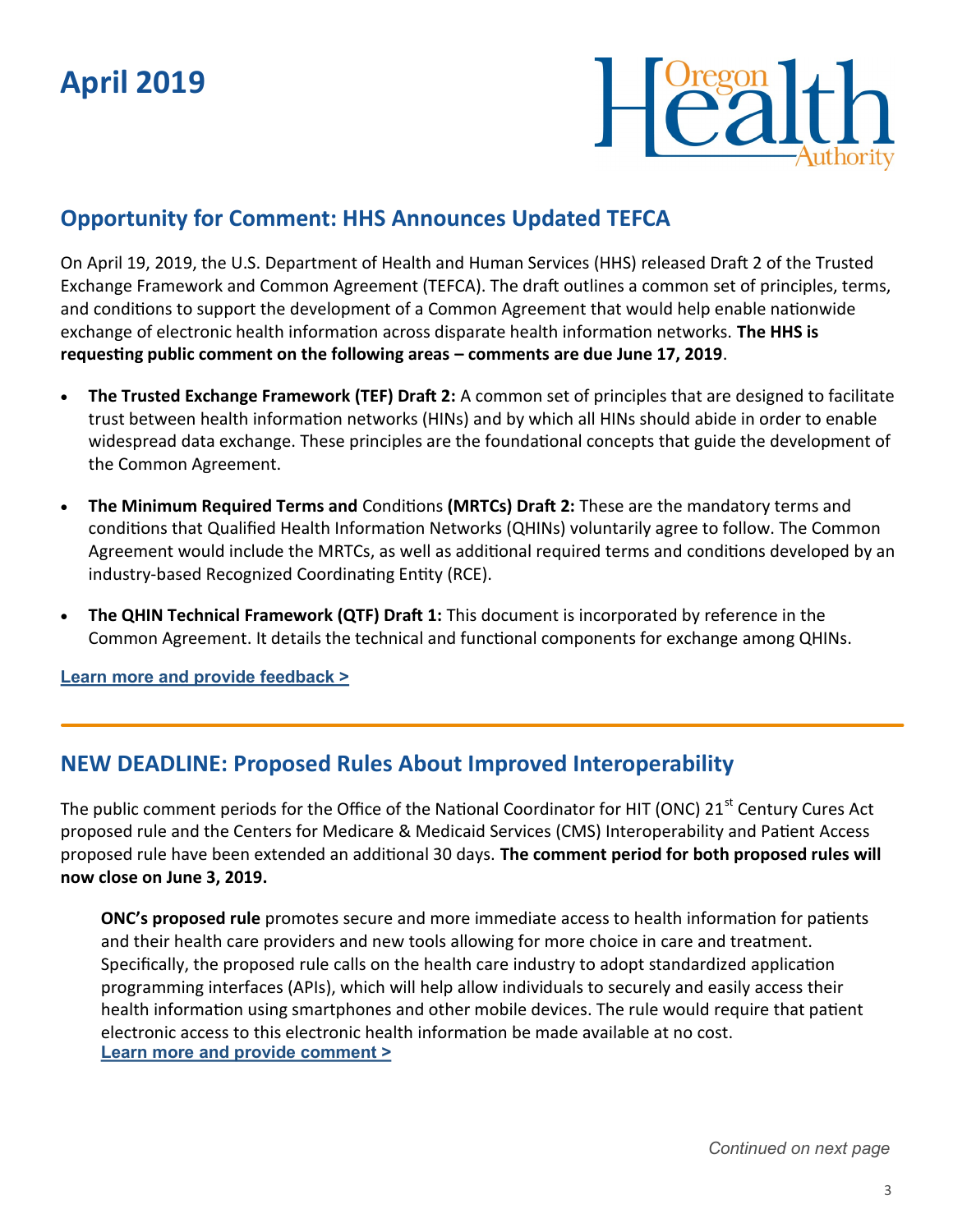# April 2019

## Opportunity for Comment: HHS Announces Updated TEFCA

On April 19, 2019, the U.S. Department of Health and Human Services (HHS) released Draft 2 of the Trusted Exchange Framework and Common Agreement (TEFCA). The draft outlines a common set of principles, terms, and conditions to support the development of a Common Agreement that would help enable nationwide exchange of electronic health information across disparate health information networks. **The HHS is requesting public comment on the following areas – comments are due June 17, 2019**.

- **The Trusted Exchange Framework (TEF) Draft 2:** A common set of principles that are designed to facilitate trust between health information networks (HINs) and by which all HINs should abide in order to enable widespread data exchange. These principles are the foundational concepts that guide the development of the Common Agreement.
- **The Minimum Required Terms and** Conditions **(MRTCs) Draft 2:** These are the mandatory terms and conditions that Qualified Health Information Networks (QHINs) voluntarily agree to follow. The Common Agreement would include the MRTCs, as well as additional required terms and conditions developed by an industry-based Recognized Coordinating Entity (RCE).
- **The QHIN Technical Framework (QTF) Draft 1:** This document is incorporated by reference in the Common Agreement. It details the technical and functional components for exchange among QHINs.

**Learn more and provide feedback >**

---

## NEW DEADLINE: Proposed Rules About Improved Interoperability

The public comment periods for the Office of the National Coordinator for HIT (ONC) 21st Century Cures Act proposed rule and the Centers for Medicare & Medicaid Services (CMS) Interoperability and Patient Access proposed rule have been extended an additional 30 days. **The comment period for both proposed rules will now close on June 3, 2019.**

**ONC's proposed rule** promotes secure and more immediate access to health information for patients and their health care providers and new tools allowing for more choice in care and treatment. Specifically, the proposed rule calls on the health care industry to adopt standardized application programming interfaces (APIs), which will help allow individuals to securely and easily access their health information using smartphones and other mobile devices. The rule would require that patient electronic access to this electronic health information be made available at no cost.
**Learn more and provide comment >**

*Continued on next page*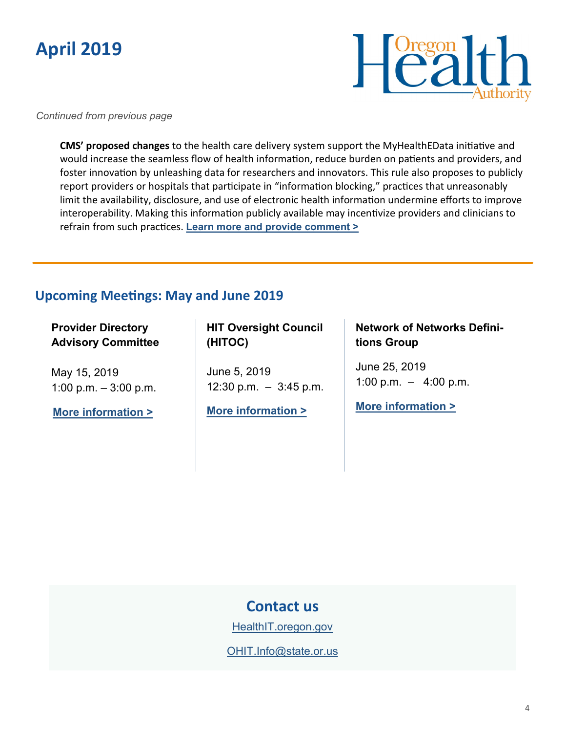# April 2019

*Continued from previous page*

**CMS' proposed changes** to the health care delivery system support the MyHealthEData initiative and would increase the seamless flow of health information, reduce burden on patients and providers, and foster innovation by unleashing data for researchers and innovators. This rule also proposes to publicly report providers or hospitals that participate in "information blocking," practices that unreasonably limit the availability, disclosure, and use of electronic health information undermine efforts to improve interoperability. Making this information publicly available may incentivize providers and clinicians to refrain from such practices. **Learn more and provide comment >**

## Upcoming Meetings: May and June 2019

**Provider Directory Advisory Committee**

May 15, 2019
1:00 p.m. – 3:00 p.m.

**More information >**

**HIT Oversight Council (HITOC)**

June 5, 2019
12:30 p.m. – 3:45 p.m.

**More information >**

**Network of Networks Definitions Group**

June 25, 2019
1:00 p.m. – 4:00 p.m.

**More information >**

## Contact us

HealthIT.oregon.gov

OHIT.Info@state.or.us